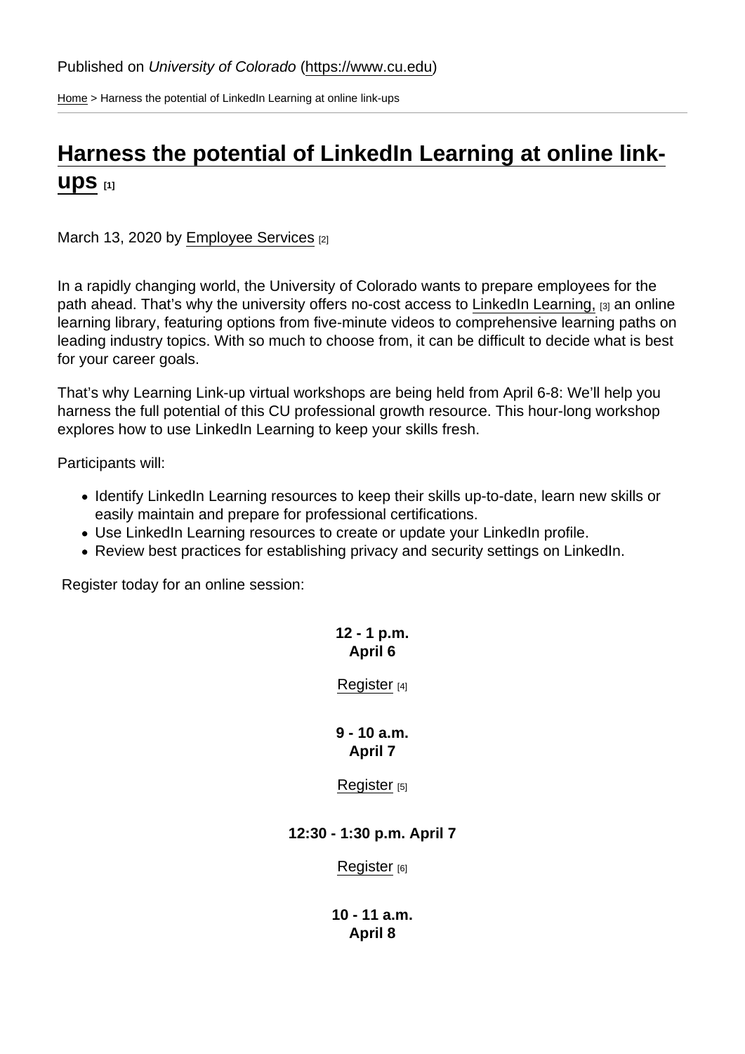Published on *University of Colorado* (https://www.cu.edu)

Home > Harness the potential of LinkedIn Learning at online link-ups

# Harness the potential of LinkedIn Learning at online link-ups [1]

March 13, 2020 by Employee Services [2]

In a rapidly changing world, the University of Colorado wants to prepare employees for the path ahead. That's why the university offers no-cost access to LinkedIn Learning, [3] an online learning library, featuring options from five-minute videos to comprehensive learning paths on leading industry topics. With so much to choose from, it can be difficult to decide what is best for your career goals.

That's why Learning Link-up virtual workshops are being held from April 6-8: We'll help you harness the full potential of this CU professional growth resource. This hour-long workshop explores how to use LinkedIn Learning to keep your skills fresh.

Participants will:

- Identify LinkedIn Learning resources to keep their skills up-to-date, learn new skills or easily maintain and prepare for professional certifications.
- Use LinkedIn Learning resources to create or update your LinkedIn profile.
- Review best practices for establishing privacy and security settings on LinkedIn.

Register today for an online session:

**12 - 1 p.m.**
**April 6**

Register [4]

**9 - 10 a.m.**
**April 7**

Register [5]

**12:30 - 1:30 p.m. April 7**

Register [6]

**10 - 11 a.m.**
**April 8**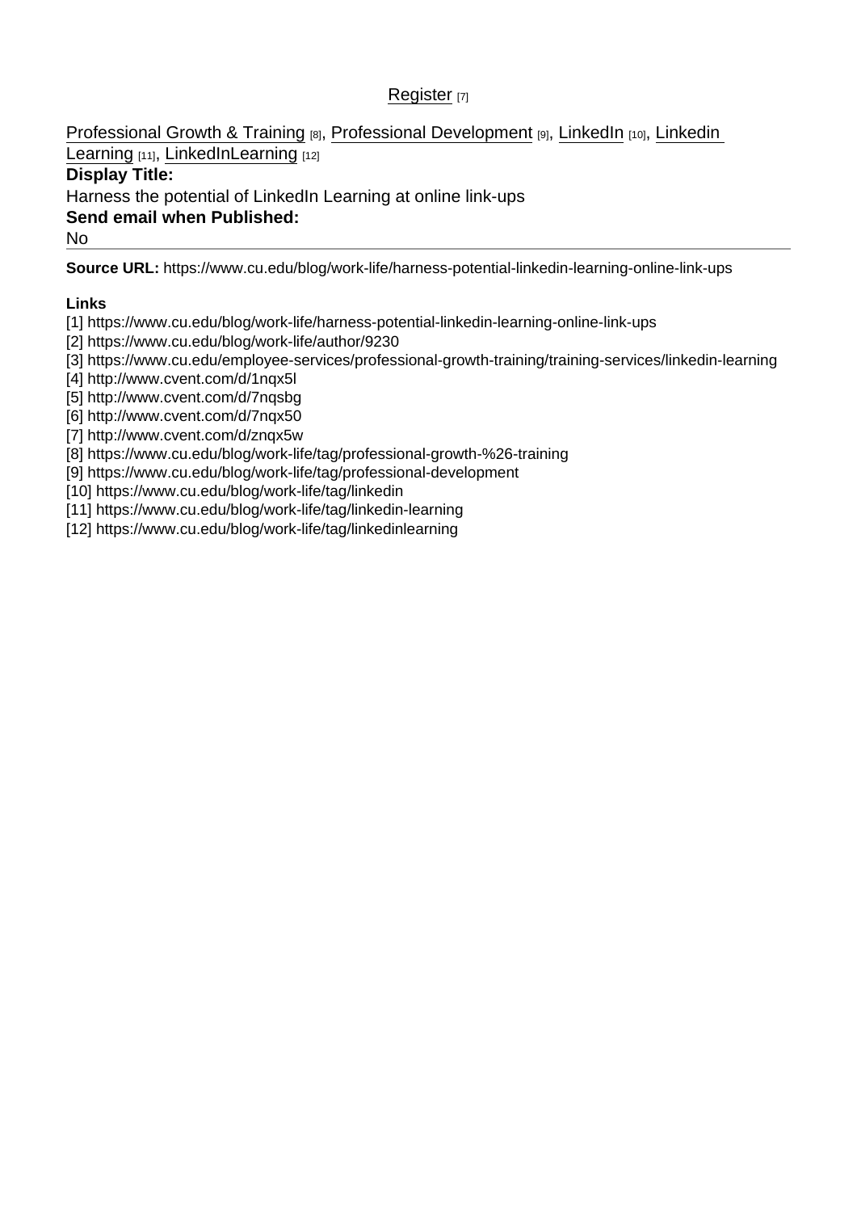Register [7]

Professional Growth & Training [8], Professional Development [9], LinkedIn [10], Linkedin Learning [11], LinkedInLearning [12]

**Display Title:**

Harness the potential of LinkedIn Learning at online link-ups

**Send email when Published:**

No

---

**Source URL:** https://www.cu.edu/blog/work-life/harness-potential-linkedin-learning-online-link-ups

**Links**

[1] https://www.cu.edu/blog/work-life/harness-potential-linkedin-learning-online-link-ups
[2] https://www.cu.edu/blog/work-life/author/9230
[3] https://www.cu.edu/employee-services/professional-growth-training/training-services/linkedin-learning
[4] http://www.cvent.com/d/1nqx5l
[5] http://www.cvent.com/d/7nqsbg
[6] http://www.cvent.com/d/7nqx50
[7] http://www.cvent.com/d/znqx5w
[8] https://www.cu.edu/blog/work-life/tag/professional-growth-%26-training
[9] https://www.cu.edu/blog/work-life/tag/professional-development
[10] https://www.cu.edu/blog/work-life/tag/linkedin
[11] https://www.cu.edu/blog/work-life/tag/linkedin-learning
[12] https://www.cu.edu/blog/work-life/tag/linkedinlearning